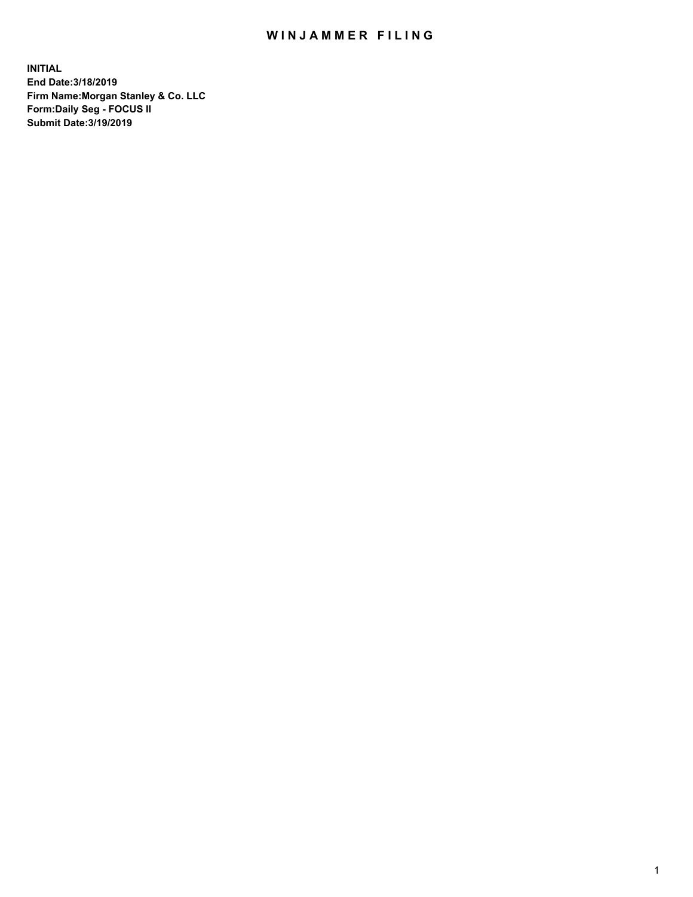# WINJAMMER FILING

**INITIAL**
**End Date:3/18/2019**
**Firm Name:Morgan Stanley & Co. LLC**
**Form:Daily Seg - FOCUS II**
**Submit Date:3/19/2019**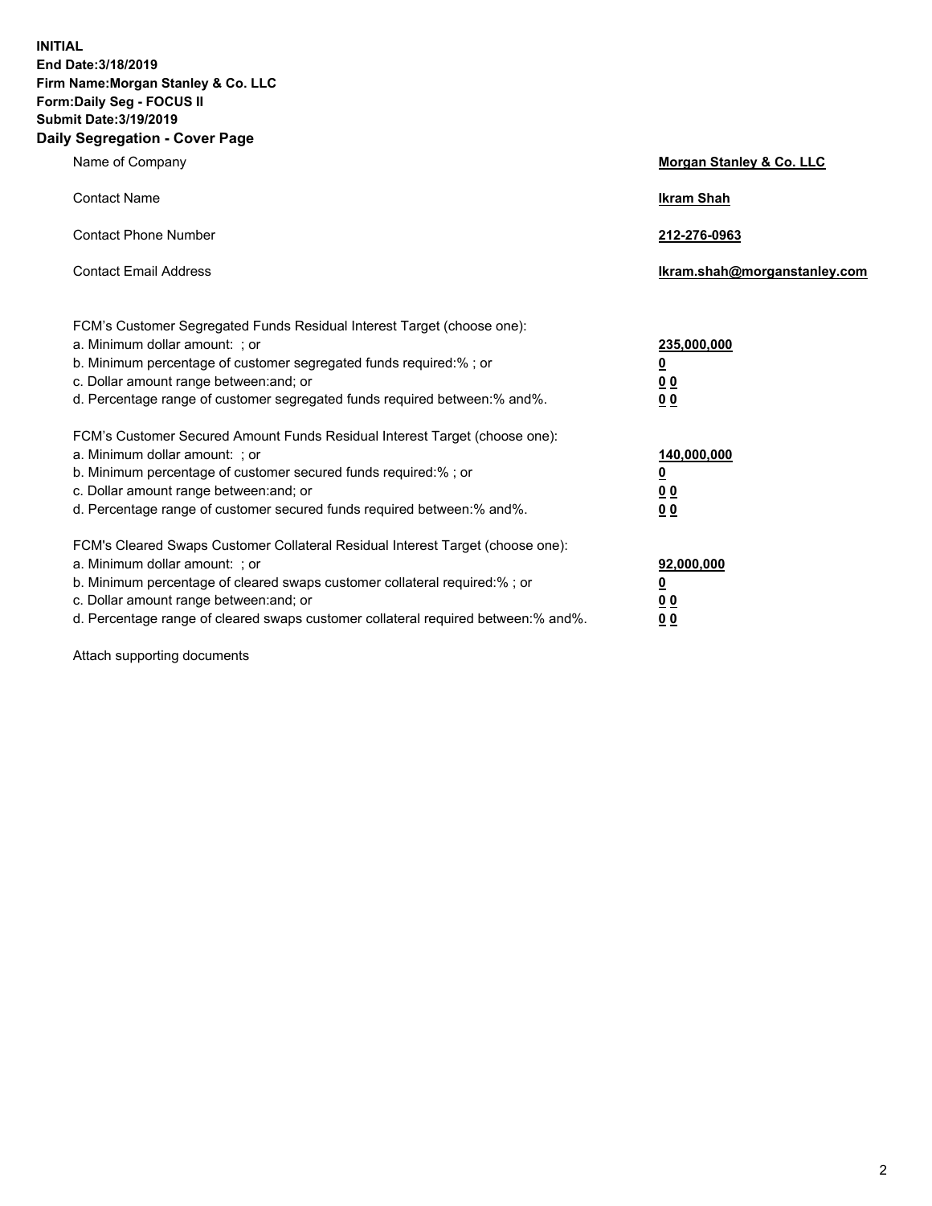**INITIAL**
**End Date:3/18/2019**
**Firm Name:Morgan Stanley & Co. LLC**
**Form:Daily Seg - FOCUS II**
**Submit Date:3/19/2019**

## Daily Segregation - Cover Page

| | |
|---|---|
| Name of Company | **Morgan Stanley & Co. LLC** |
| Contact Name | **Ikram Shah** |
| Contact Phone Number | **212-276-0963** |
| Contact Email Address | **Ikram.shah@morganstanley.com** |

| | |
|---|---|
| FCM's Customer Segregated Funds Residual Interest Target (choose one): | |
| a. Minimum dollar amount: ; or | **235,000,000** |
| b. Minimum percentage of customer segregated funds required:% ; or | **0** |
| c. Dollar amount range between:and; or | **0 0** |
| d. Percentage range of customer segregated funds required between:% and%. | **0 0** |

| | |
|---|---|
| FCM's Customer Secured Amount Funds Residual Interest Target (choose one): | |
| a. Minimum dollar amount: ; or | **140,000,000** |
| b. Minimum percentage of customer secured funds required:% ; or | **0** |
| c. Dollar amount range between:and; or | **0 0** |
| d. Percentage range of customer secured funds required between:% and%. | **0 0** |

| | |
|---|---|
| FCM's Cleared Swaps Customer Collateral Residual Interest Target (choose one): | |
| a. Minimum dollar amount: ; or | **92,000,000** |
| b. Minimum percentage of cleared swaps customer collateral required:% ; or | **0** |
| c. Dollar amount range between:and; or | **0 0** |
| d. Percentage range of cleared swaps customer collateral required between:% and%. | **0 0** |

Attach supporting documents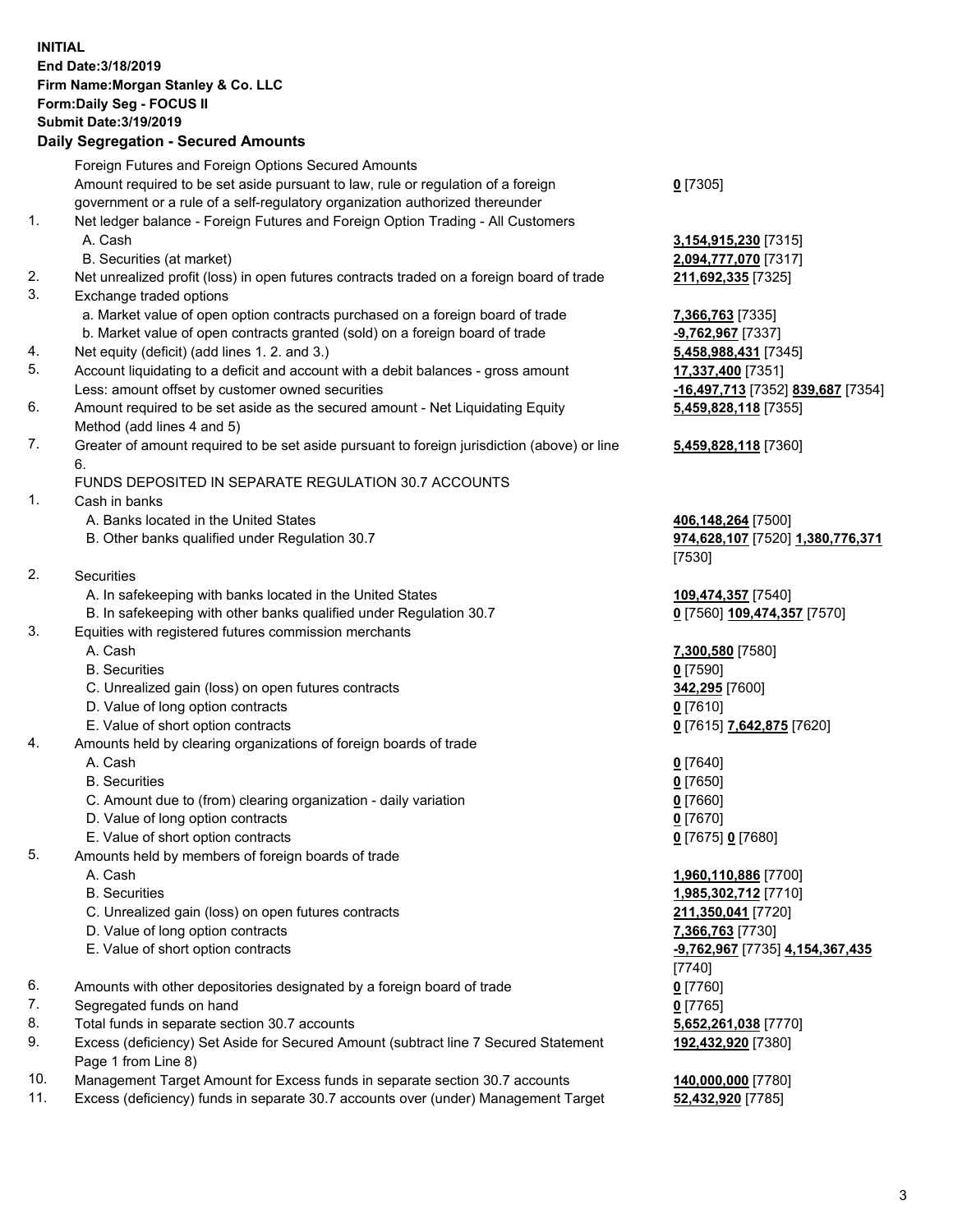**INITIAL**
**End Date:3/18/2019**
**Firm Name:Morgan Stanley & Co. LLC**
**Form:Daily Seg - FOCUS II**
**Submit Date:3/19/2019**

## Daily Segregation - Secured Amounts

| | | |
|---|---|---|
| | Foreign Futures and Foreign Options Secured Amounts | |
| | Amount required to be set aside pursuant to law, rule or regulation of a foreign government or a rule of a self-regulatory organization authorized thereunder | **0** [7305] |
| 1. | Net ledger balance - Foreign Futures and Foreign Option Trading - All Customers | |
| | A. Cash | **3,154,915,230** [7315] |
| | B. Securities (at market) | **2,094,777,070** [7317] |
| 2. | Net unrealized profit (loss) in open futures contracts traded on a foreign board of trade | **211,692,335** [7325] |
| 3. | Exchange traded options | |
| | a. Market value of open option contracts purchased on a foreign board of trade | **7,366,763** [7335] |
| | b. Market value of open contracts granted (sold) on a foreign board of trade | **-9,762,967** [7337] |
| 4. | Net equity (deficit) (add lines 1. 2. and 3.) | **5,458,988,431** [7345] |
| 5. | Account liquidating to a deficit and account with a debit balances - gross amount | **17,337,400** [7351] |
| | Less: amount offset by customer owned securities | **-16,497,713** [7352] **839,687** [7354] |
| 6. | Amount required to be set aside as the secured amount - Net Liquidating Equity Method (add lines 4 and 5) | **5,459,828,118** [7355] |
| 7. | Greater of amount required to be set aside pursuant to foreign jurisdiction (above) or line 6. | **5,459,828,118** [7360] |
| | FUNDS DEPOSITED IN SEPARATE REGULATION 30.7 ACCOUNTS | |
| 1. | Cash in banks | |
| | A. Banks located in the United States | **406,148,264** [7500] |
| | B. Other banks qualified under Regulation 30.7 | **974,628,107** [7520] **1,380,776,371** [7530] |
| 2. | Securities | |
| | A. In safekeeping with banks located in the United States | **109,474,357** [7540] |
| | B. In safekeeping with other banks qualified under Regulation 30.7 | **0** [7560] **109,474,357** [7570] |
| 3. | Equities with registered futures commission merchants | |
| | A. Cash | **7,300,580** [7580] |
| | B. Securities | **0** [7590] |
| | C. Unrealized gain (loss) on open futures contracts | **342,295** [7600] |
| | D. Value of long option contracts | **0** [7610] |
| | E. Value of short option contracts | **0** [7615] **7,642,875** [7620] |
| 4. | Amounts held by clearing organizations of foreign boards of trade | |
| | A. Cash | **0** [7640] |
| | B. Securities | **0** [7650] |
| | C. Amount due to (from) clearing organization - daily variation | **0** [7660] |
| | D. Value of long option contracts | **0** [7670] |
| | E. Value of short option contracts | **0** [7675] **0** [7680] |
| 5. | Amounts held by members of foreign boards of trade | |
| | A. Cash | **1,960,110,886** [7700] |
| | B. Securities | **1,985,302,712** [7710] |
| | C. Unrealized gain (loss) on open futures contracts | **211,350,041** [7720] |
| | D. Value of long option contracts | **7,366,763** [7730] |
| | E. Value of short option contracts | **-9,762,967** [7735] **4,154,367,435** [7740] |
| 6. | Amounts with other depositories designated by a foreign board of trade | **0** [7760] |
| 7. | Segregated funds on hand | **0** [7765] |
| 8. | Total funds in separate section 30.7 accounts | **5,652,261,038** [7770] |
| 9. | Excess (deficiency) Set Aside for Secured Amount (subtract line 7 Secured Statement Page 1 from Line 8) | **192,432,920** [7380] |
| 10. | Management Target Amount for Excess funds in separate section 30.7 accounts | **140,000,000** [7780] |
| 11. | Excess (deficiency) funds in separate 30.7 accounts over (under) Management Target | **52,432,920** [7785] |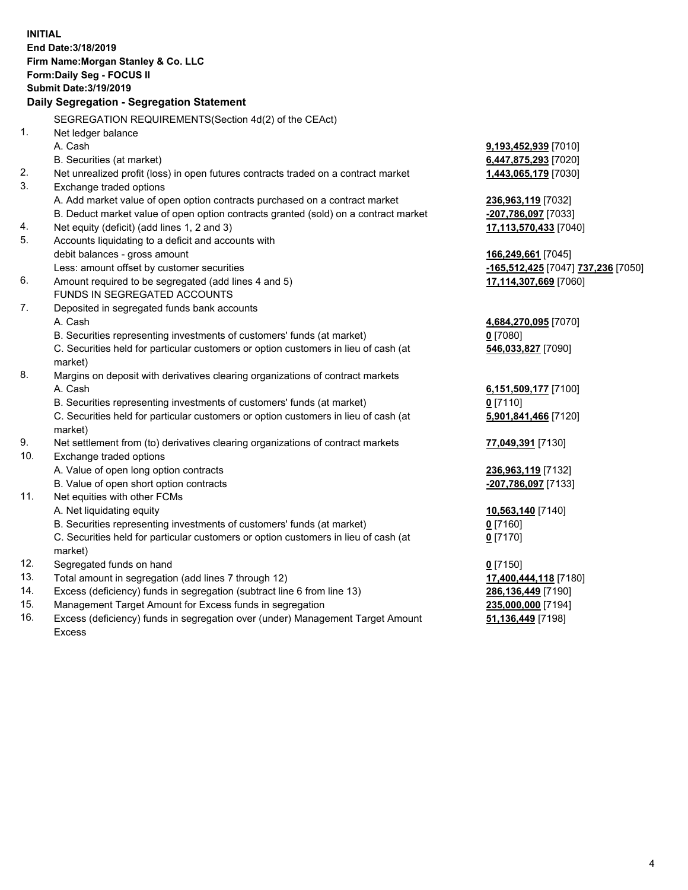**INITIAL**
**End Date:3/18/2019**
**Firm Name:Morgan Stanley & Co. LLC**
**Form:Daily Seg - FOCUS II**
**Submit Date:3/19/2019**

## Daily Segregation - Segregation Statement

| | | |
|---|---|---|
| | SEGREGATION REQUIREMENTS(Section 4d(2) of the CEAct) | |
| 1. | Net ledger balance | |
| | A. Cash | **9,193,452,939** [7010] |
| | B. Securities (at market) | **6,447,875,293** [7020] |
| 2. | Net unrealized profit (loss) in open futures contracts traded on a contract market | **1,443,065,179** [7030] |
| 3. | Exchange traded options | |
| | A. Add market value of open option contracts purchased on a contract market | **236,963,119** [7032] |
| | B. Deduct market value of open option contracts granted (sold) on a contract market | **-207,786,097** [7033] |
| 4. | Net equity (deficit) (add lines 1, 2 and 3) | **17,113,570,433** [7040] |
| 5. | Accounts liquidating to a deficit and accounts with debit balances - gross amount | **166,249,661** [7045] |
| | Less: amount offset by customer securities | **-165,512,425** [7047] **737,236** [7050] |
| 6. | Amount required to be segregated (add lines 4 and 5) | **17,114,307,669** [7060] |
| | FUNDS IN SEGREGATED ACCOUNTS | |
| 7. | Deposited in segregated funds bank accounts | |
| | A. Cash | **4,684,270,095** [7070] |
| | B. Securities representing investments of customers' funds (at market) | **0** [7080] |
| | C. Securities held for particular customers or option customers in lieu of cash (at market) | **546,033,827** [7090] |
| 8. | Margins on deposit with derivatives clearing organizations of contract markets | |
| | A. Cash | **6,151,509,177** [7100] |
| | B. Securities representing investments of customers' funds (at market) | **0** [7110] |
| | C. Securities held for particular customers or option customers in lieu of cash (at market) | **5,901,841,466** [7120] |
| 9. | Net settlement from (to) derivatives clearing organizations of contract markets | **77,049,391** [7130] |
| 10. | Exchange traded options | |
| | A. Value of open long option contracts | **236,963,119** [7132] |
| | B. Value of open short option contracts | **-207,786,097** [7133] |
| 11. | Net equities with other FCMs | |
| | A. Net liquidating equity | **10,563,140** [7140] |
| | B. Securities representing investments of customers' funds (at market) | **0** [7160] |
| | C. Securities held for particular customers or option customers in lieu of cash (at market) | **0** [7170] |
| 12. | Segregated funds on hand | **0** [7150] |
| 13. | Total amount in segregation (add lines 7 through 12) | **17,400,444,118** [7180] |
| 14. | Excess (deficiency) funds in segregation (subtract line 6 from line 13) | **286,136,449** [7190] |
| 15. | Management Target Amount for Excess funds in segregation | **235,000,000** [7194] |
| 16. | Excess (deficiency) funds in segregation over (under) Management Target Amount Excess | **51,136,449** [7198] |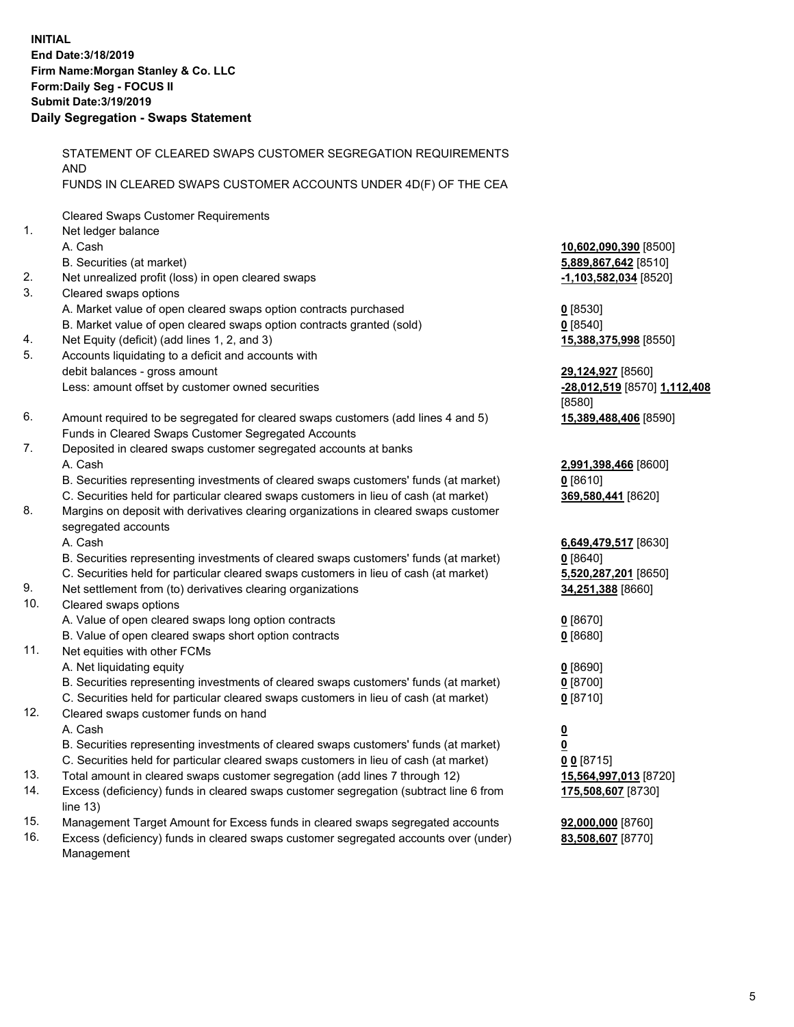**INITIAL**
**End Date:3/18/2019**
**Firm Name:Morgan Stanley & Co. LLC**
**Form:Daily Seg - FOCUS II**
**Submit Date:3/19/2019**
**Daily Segregation - Swaps Statement**

STATEMENT OF CLEARED SWAPS CUSTOMER SEGREGATION REQUIREMENTS AND FUNDS IN CLEARED SWAPS CUSTOMER ACCOUNTS UNDER 4D(F) OF THE CEA

| | | |
|---|---|---|
| | Cleared Swaps Customer Requirements | |
| 1. | Net ledger balance | |
| | A. Cash | **10,602,090,390** [8500] |
| | B. Securities (at market) | **5,889,867,642** [8510] |
| 2. | Net unrealized profit (loss) in open cleared swaps | **-1,103,582,034** [8520] |
| 3. | Cleared swaps options | |
| | A. Market value of open cleared swaps option contracts purchased | **0** [8530] |
| | B. Market value of open cleared swaps option contracts granted (sold) | **0** [8540] |
| 4. | Net Equity (deficit) (add lines 1, 2, and 3) | **15,388,375,998** [8550] |
| 5. | Accounts liquidating to a deficit and accounts with debit balances - gross amount | **29,124,927** [8560] |
| | Less: amount offset by customer owned securities | **-28,012,519** [8570] **1,112,408** [8580] |
| 6. | Amount required to be segregated for cleared swaps customers (add lines 4 and 5) | **15,389,488,406** [8590] |
| | Funds in Cleared Swaps Customer Segregated Accounts | |
| 7. | Deposited in cleared swaps customer segregated accounts at banks | |
| | A. Cash | **2,991,398,466** [8600] |
| | B. Securities representing investments of cleared swaps customers' funds (at market) | **0** [8610] |
| | C. Securities held for particular cleared swaps customers in lieu of cash (at market) | **369,580,441** [8620] |
| 8. | Margins on deposit with derivatives clearing organizations in cleared swaps customer segregated accounts | |
| | A. Cash | **6,649,479,517** [8630] |
| | B. Securities representing investments of cleared swaps customers' funds (at market) | **0** [8640] |
| | C. Securities held for particular cleared swaps customers in lieu of cash (at market) | **5,520,287,201** [8650] |
| 9. | Net settlement from (to) derivatives clearing organizations | **34,251,388** [8660] |
| 10. | Cleared swaps options | |
| | A. Value of open cleared swaps long option contracts | **0** [8670] |
| | B. Value of open cleared swaps short option contracts | **0** [8680] |
| 11. | Net equities with other FCMs | |
| | A. Net liquidating equity | **0** [8690] |
| | B. Securities representing investments of cleared swaps customers' funds (at market) | **0** [8700] |
| | C. Securities held for particular cleared swaps customers in lieu of cash (at market) | **0** [8710] |
| 12. | Cleared swaps customer funds on hand | |
| | A. Cash | **0** |
| | B. Securities representing investments of cleared swaps customers' funds (at market) | **0** |
| | C. Securities held for particular cleared swaps customers in lieu of cash (at market) | **0** **0** [8715] |
| 13. | Total amount in cleared swaps customer segregation (add lines 7 through 12) | **15,564,997,013** [8720] |
| 14. | Excess (deficiency) funds in cleared swaps customer segregation (subtract line 6 from line 13) | **175,508,607** [8730] |
| 15. | Management Target Amount for Excess funds in cleared swaps segregated accounts | **92,000,000** [8760] |
| 16. | Excess (deficiency) funds in cleared swaps customer segregated accounts over (under) Management | **83,508,607** [8770] |